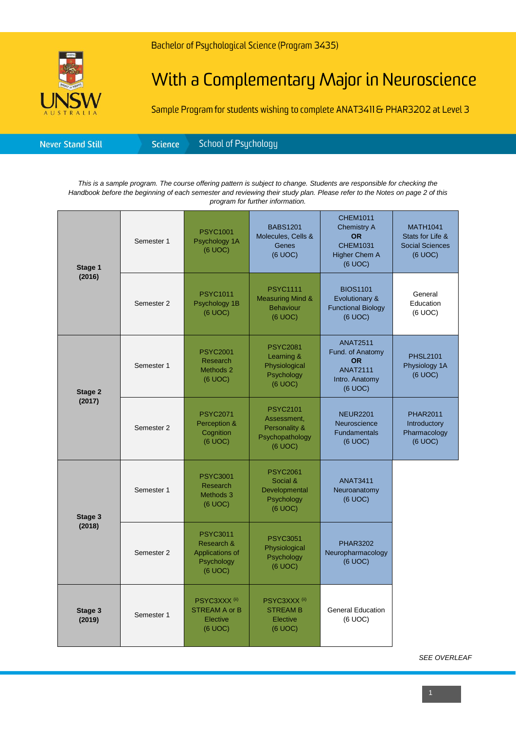Bachelor of Psychological Science (Program 3435)

# With a Complementary Major in Neuroscience

Sample Program for students wishing to complete ANAT3411 & PHAR3202 at Level 3

Never Stand Still | Science | School of Psychology

*This is a sample program. The course offering pattern is subject to change. Students are responsible for checking the Handbook before the beginning of each semester and reviewing their study plan. Please refer to the Notes on page 2 of this program for further information.*

| | | | | | |
|---|---|---|---|---|---|
| **Stage 1 (2016)** | Semester 1 | PSYC1001 Psychology 1A (6 UOC) | BABS1201 Molecules, Cells & Genes (6 UOC) | CHEM1011 Chemistry A **OR** CHEM1031 Higher Chem A (6 UOC) | MATH1041 Stats for Life & Social Sciences (6 UOC) |
| | Semester 2 | PSYC1011 Psychology 1B (6 UOC) | PSYC1111 Measuring Mind & Behaviour (6 UOC) | BIOS1101 Evolutionary & Functional Biology (6 UOC) | General Education (6 UOC) |
| **Stage 2 (2017)** | Semester 1 | PSYC2001 Research Methods 2 (6 UOC) | PSYC2081 Learning & Physiological Psychology (6 UOC) | ANAT2511 Fund. of Anatomy **OR** ANAT2111 Intro. Anatomy (6 UOC) | PHSL2101 Physiology 1A (6 UOC) |
| | Semester 2 | PSYC2071 Perception & Cognition (6 UOC) | PSYC2101 Assessment, Personality & Psychopathology (6 UOC) | NEUR2201 Neuroscience Fundamentals (6 UOC) | PHAR2011 Introductory Pharmacology (6 UOC) |
| **Stage 3 (2018)** | Semester 1 | PSYC3001 Research Methods 3 (6 UOC) | PSYC2061 Social & Developmental Psychology (6 UOC) | ANAT3411 Neuroanatomy (6 UOC) | |
| | Semester 2 | PSYC3011 Research & Applications of Psychology (6 UOC) | PSYC3051 Physiological Psychology (6 UOC) | PHAR3202 Neuropharmacology (6 UOC) | |
| **Stage 3 (2019)** | Semester 1 | PSYC3XXX [ii] STREAM A or B Elective (6 UOC) | PSYC3XXX [ii] STREAM B Elective (6 UOC) | General Education (6 UOC) | |

*SEE OVERLEAF*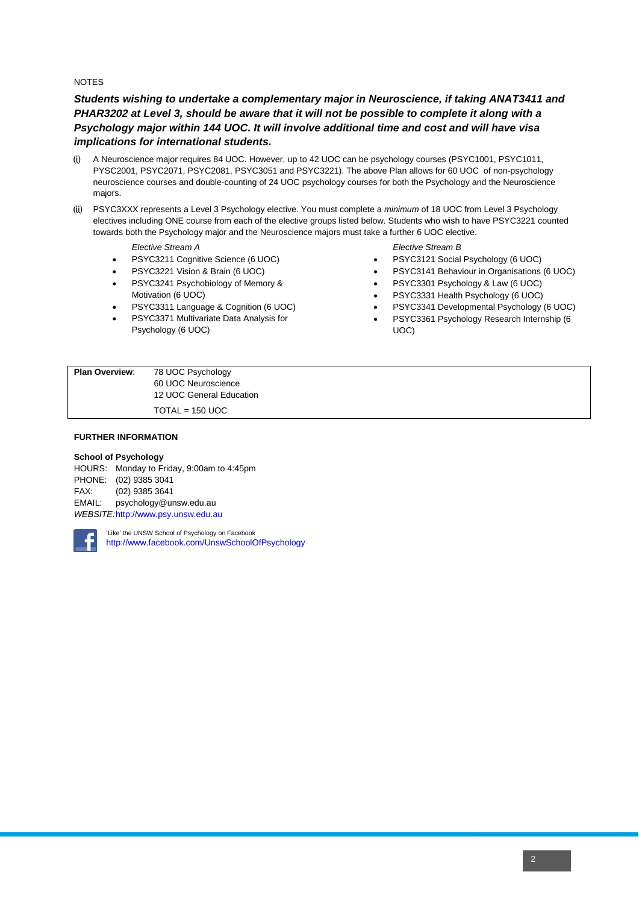NOTES

***Students wishing to undertake a complementary major in Neuroscience, if taking ANAT3411 and PHAR3202 at Level 3, should be aware that it will not be possible to complete it along with a Psychology major within 144 UOC. It will involve additional time and cost and will have visa implications for international students.***

(i) A Neuroscience major requires 84 UOC. However, up to 42 UOC can be psychology courses (PSYC1001, PSYC1011, PYSC2001, PSYC2071, PSYC2081, PSYC3051 and PSYC3221). The above Plan allows for 60 UOC of non-psychology neuroscience courses and double-counting of 24 UOC psychology courses for both the Psychology and the Neuroscience majors.

(ii) PSYC3XXX represents a Level 3 Psychology elective. You must complete a *minimum* of 18 UOC from Level 3 Psychology electives including ONE course from each of the elective groups listed below. Students who wish to have PSYC3221 counted towards both the Psychology major and the Neuroscience majors must take a further 6 UOC elective.

*Elective Stream A*

- PSYC3211 Cognitive Science (6 UOC)
- PSYC3221 Vision & Brain (6 UOC)
- PSYC3241 Psychobiology of Memory & Motivation (6 UOC)
- PSYC3311 Language & Cognition (6 UOC)
- PSYC3371 Multivariate Data Analysis for Psychology (6 UOC)

*Elective Stream B*

- PSYC3121 Social Psychology (6 UOC)
- PSYC3141 Behaviour in Organisations (6 UOC)
- PSYC3301 Psychology & Law (6 UOC)
- PSYC3331 Health Psychology (6 UOC)
- PSYC3341 Developmental Psychology (6 UOC)
- PSYC3361 Psychology Research Internship (6 UOC)

| | |
|---|---|
| **Plan Overview**: | 78 UOC Psychology<br>60 UOC Neuroscience<br>12 UOC General Education |
| | TOTAL = 150 UOC |

**FURTHER INFORMATION**

**School of Psychology**

HOURS: Monday to Friday, 9:00am to 4:45pm
PHONE: (02) 9385 3041
FAX: (02) 9385 3641
EMAIL: psychology@unsw.edu.au
*WEBSITE:* http://www.psy.unsw.edu.au

'Like' the UNSW School of Psychology on Facebook
http://www.facebook.com/UnswSchoolOfPsychology